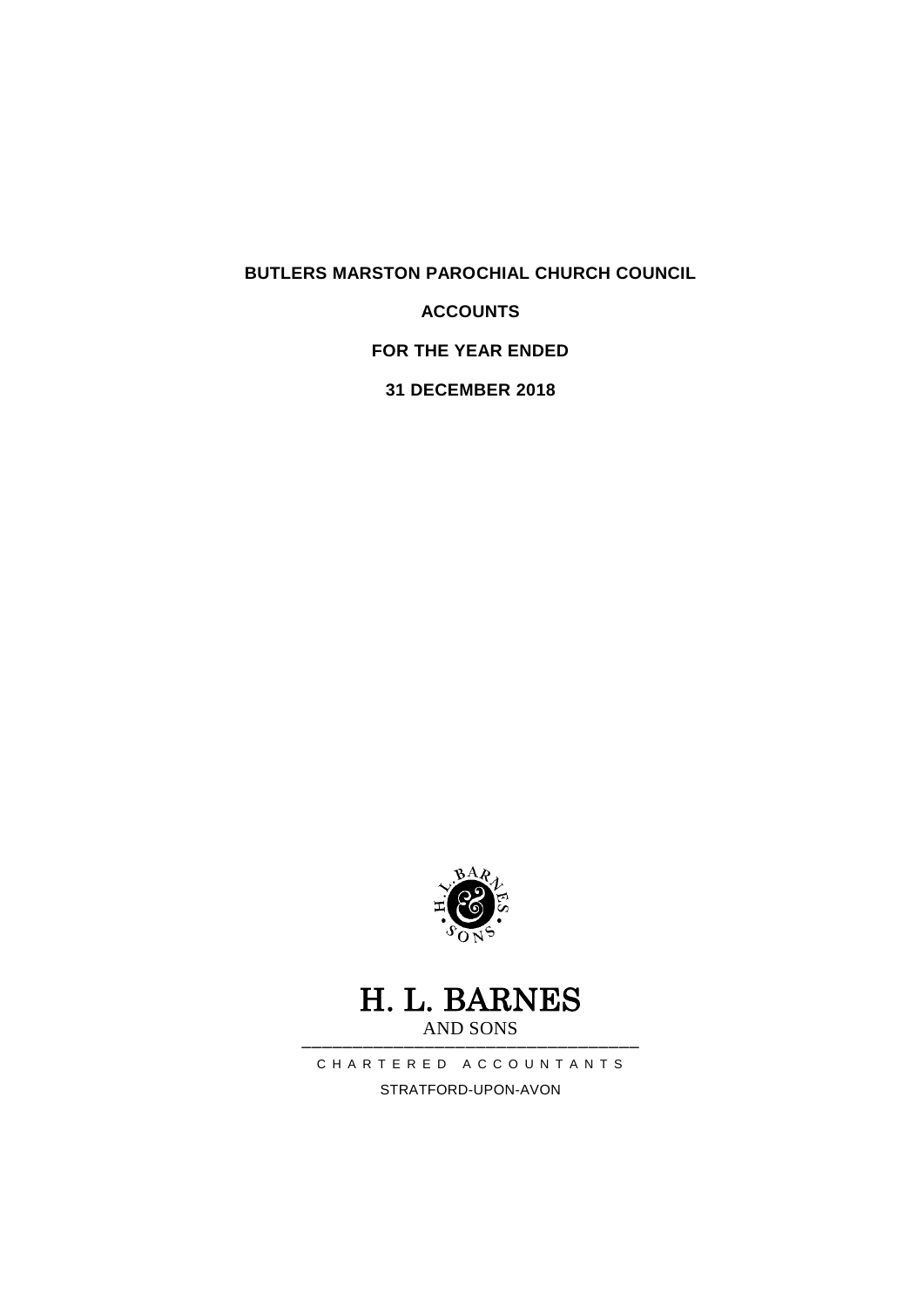# BUTLERS MARSTON PAROCHIAL CHURCH COUNCIL

## ACCOUNTS

## FOR THE YEAR ENDED

## 31 DECEMBER 2018

H. L. BARNES

AND SONS

CHARTERED ACCOUNTANTS

STRATFORD-UPON-AVON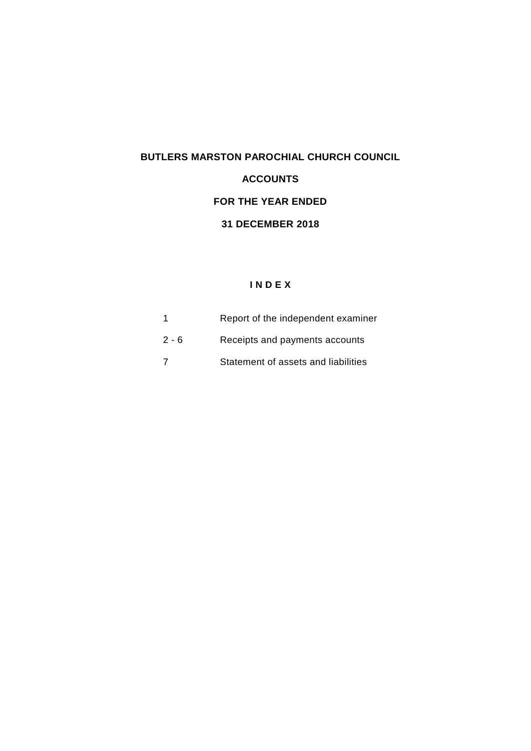# BUTLERS MARSTON PAROCHIAL CHURCH COUNCIL

## ACCOUNTS

## FOR THE YEAR ENDED

## 31 DECEMBER 2018

### I N D E X

| | |
|---|---|
| 1 | Report of the independent examiner |
| 2 - 6 | Receipts and payments accounts |
| 7 | Statement of assets and liabilities |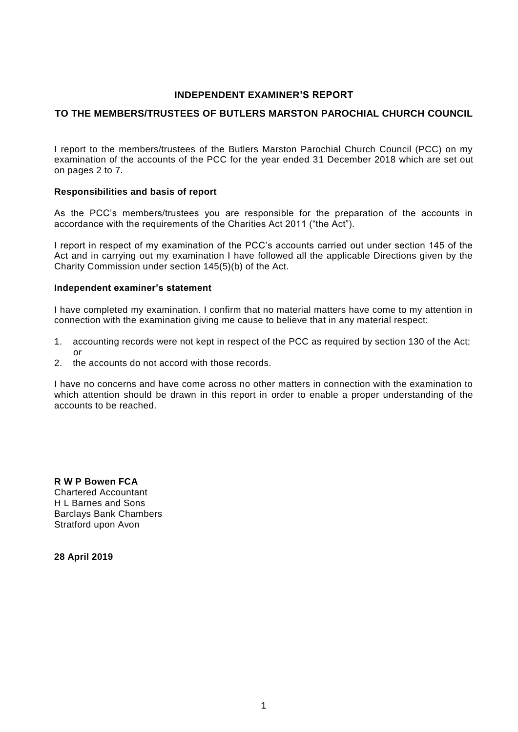# INDEPENDENT EXAMINER'S REPORT

## TO THE MEMBERS/TRUSTEES OF BUTLERS MARSTON PAROCHIAL CHURCH COUNCIL

I report to the members/trustees of the Butlers Marston Parochial Church Council (PCC) on my examination of the accounts of the PCC for the year ended 31 December 2018 which are set out on pages 2 to 7.

**Responsibilities and basis of report**

As the PCC's members/trustees you are responsible for the preparation of the accounts in accordance with the requirements of the Charities Act 2011 ("the Act").

I report in respect of my examination of the PCC's accounts carried out under section 145 of the Act and in carrying out my examination I have followed all the applicable Directions given by the Charity Commission under section 145(5)(b) of the Act.

**Independent examiner's statement**

I have completed my examination. I confirm that no material matters have come to my attention in connection with the examination giving me cause to believe that in any material respect:

1. accounting records were not kept in respect of the PCC as required by section 130 of the Act; or
2. the accounts do not accord with those records.

I have no concerns and have come across no other matters in connection with the examination to which attention should be drawn in this report in order to enable a proper understanding of the accounts to be reached.

**R W P Bowen FCA**
Chartered Accountant
H L Barnes and Sons
Barclays Bank Chambers
Stratford upon Avon

**28 April 2019**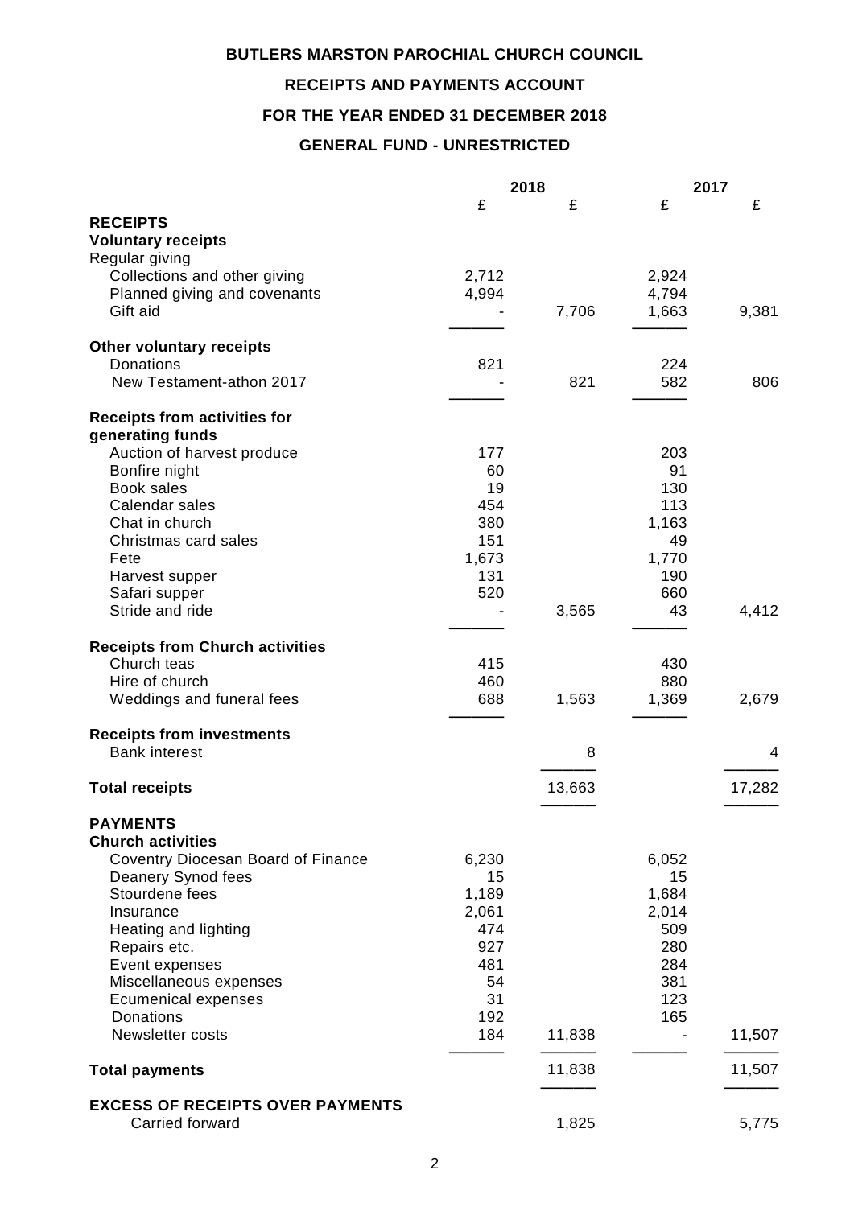**BUTLERS MARSTON PAROCHIAL CHURCH COUNCIL**

**RECEIPTS AND PAYMENTS ACCOUNT**

**FOR THE YEAR ENDED 31 DECEMBER 2018**

**GENERAL FUND - UNRESTRICTED**

| | 2018 | | 2017 | |
|---|---|---|---|---|
| | £ | £ | £ | £ |
| **RECEIPTS** | | | | |
| **Voluntary receipts** | | | | |
| Regular giving | | | | |
| Collections and other giving | 2,712 | | 2,924 | |
| Planned giving and covenants | 4,994 | | 4,794 | |
| Gift aid | - | 7,706 | 1,663 | 9,381 |
| **Other voluntary receipts** | | | | |
| Donations | 821 | | 224 | |
| New Testament-athon 2017 | - | 821 | 582 | 806 |
| **Receipts from activities for generating funds** | | | | |
| Auction of harvest produce | 177 | | 203 | |
| Bonfire night | 60 | | 91 | |
| Book sales | 19 | | 130 | |
| Calendar sales | 454 | | 113 | |
| Chat in church | 380 | | 1,163 | |
| Christmas card sales | 151 | | 49 | |
| Fete | 1,673 | | 1,770 | |
| Harvest supper | 131 | | 190 | |
| Safari supper | 520 | | 660 | |
| Stride and ride | - | 3,565 | 43 | 4,412 |
| **Receipts from Church activities** | | | | |
| Church teas | 415 | | 430 | |
| Hire of church | 460 | | 880 | |
| Weddings and funeral fees | 688 | 1,563 | 1,369 | 2,679 |
| **Receipts from investments** | | | | |
| Bank interest | | 8 | | 4 |
| **Total receipts** | | 13,663 | | 17,282 |
| **PAYMENTS** | | | | |
| **Church activities** | | | | |
| Coventry Diocesan Board of Finance | 6,230 | | 6,052 | |
| Deanery Synod fees | 15 | | 15 | |
| Stourdene fees | 1,189 | | 1,684 | |
| Insurance | 2,061 | | 2,014 | |
| Heating and lighting | 474 | | 509 | |
| Repairs etc. | 927 | | 280 | |
| Event expenses | 481 | | 284 | |
| Miscellaneous expenses | 54 | | 381 | |
| Ecumenical expenses | 31 | | 123 | |
| Donations | 192 | | 165 | |
| Newsletter costs | 184 | 11,838 | - | 11,507 |
| **Total payments** | | 11,838 | | 11,507 |
| **EXCESS OF RECEIPTS OVER PAYMENTS** | | | | |
| Carried forward | | 1,825 | | 5,775 |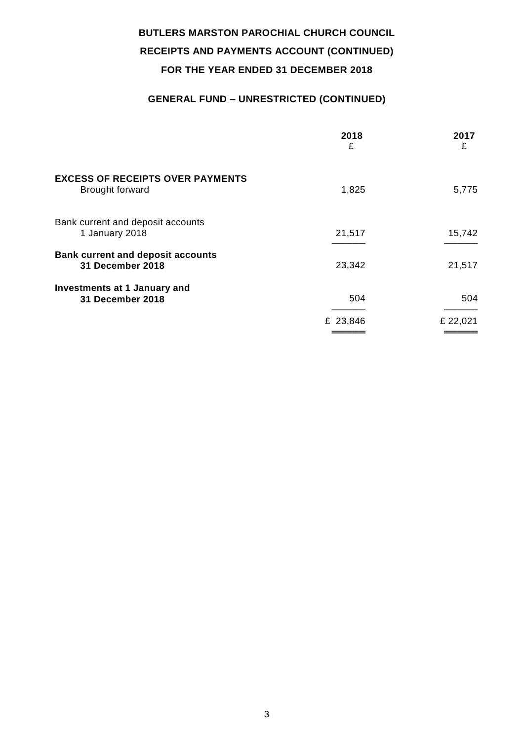**BUTLERS MARSTON PAROCHIAL CHURCH COUNCIL**

**RECEIPTS AND PAYMENTS ACCOUNT (CONTINUED)**

**FOR THE YEAR ENDED 31 DECEMBER 2018**

**GENERAL FUND – UNRESTRICTED (CONTINUED)**

| | 2018<br>£ | 2017<br>£ |
|---|---|---|
| **EXCESS OF RECEIPTS OVER PAYMENTS** | | |
| Brought forward | 1,825 | 5,775 |
| Bank current and deposit accounts<br>1 January 2018 | 21,517 | 15,742 |
| **Bank current and deposit accounts<br>31 December 2018** | 23,342 | 21,517 |
| **Investments at 1 January and<br>31 December 2018** | 504 | 504 |
| | £ 23,846 | £ 22,021 |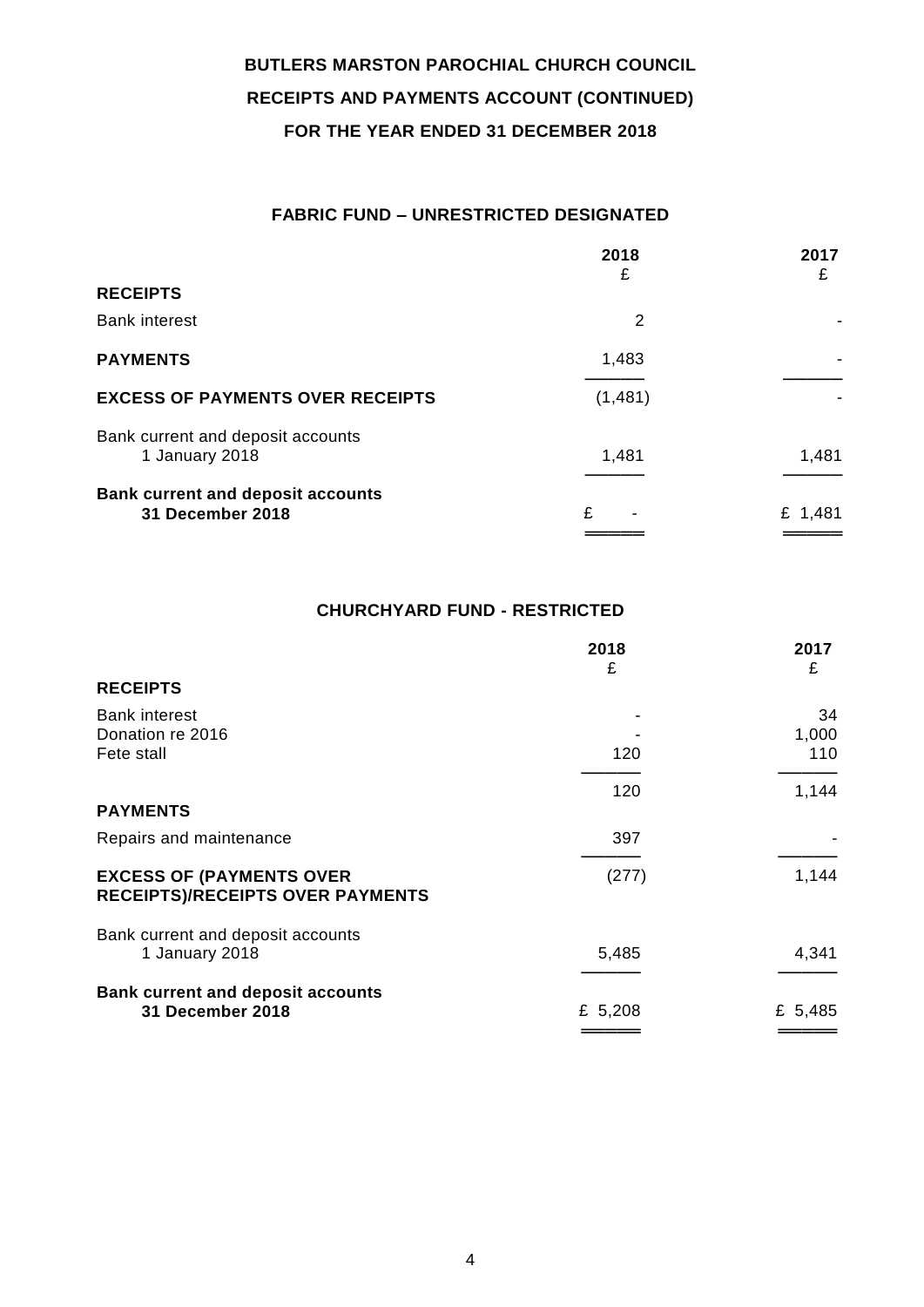# BUTLERS MARSTON PAROCHIAL CHURCH COUNCIL

## RECEIPTS AND PAYMENTS ACCOUNT (CONTINUED)

## FOR THE YEAR ENDED 31 DECEMBER 2018

### FABRIC FUND – UNRESTRICTED DESIGNATED

| | 2018 £ | 2017 £ |
|---|---|---|
| **RECEIPTS** | | |
| Bank interest | 2 | - |
| **PAYMENTS** | 1,483 | - |
| **EXCESS OF PAYMENTS OVER RECEIPTS** | (1,481) | - |
| Bank current and deposit accounts 1 January 2018 | 1,481 | 1,481 |
| **Bank current and deposit accounts 31 December 2018** | £ - | £ 1,481 |

### CHURCHYARD FUND - RESTRICTED

| | 2018 £ | 2017 £ |
|---|---|---|
| **RECEIPTS** | | |
| Bank interest | - | 34 |
| Donation re 2016 | - | 1,000 |
| Fete stall | 120 | 110 |
| | 120 | 1,144 |
| **PAYMENTS** | | |
| Repairs and maintenance | 397 | - |
| **EXCESS OF (PAYMENTS OVER RECEIPTS)/RECEIPTS OVER PAYMENTS** | (277) | 1,144 |
| Bank current and deposit accounts 1 January 2018 | 5,485 | 4,341 |
| **Bank current and deposit accounts 31 December 2018** | £ 5,208 | £ 5,485 |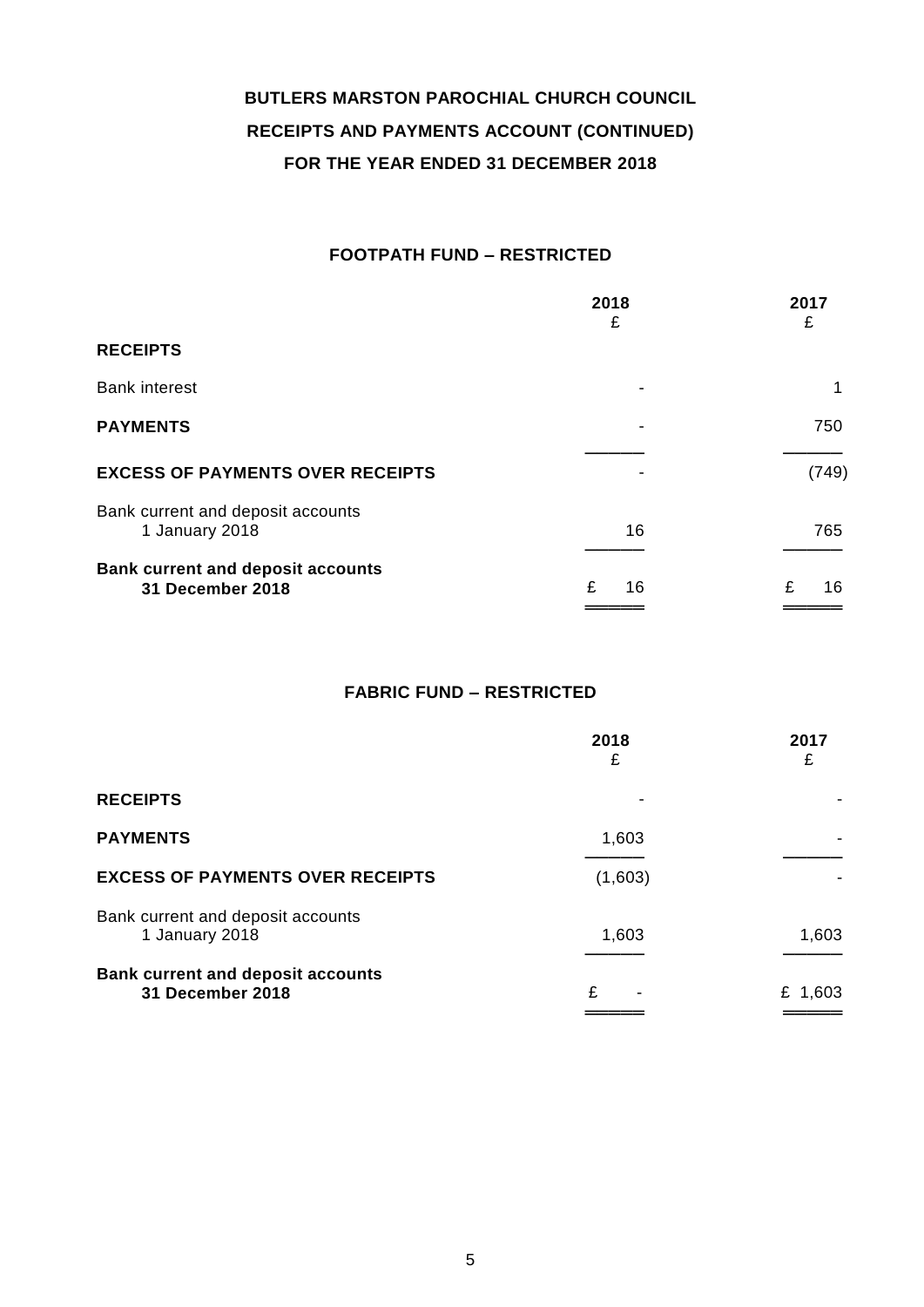# BUTLERS MARSTON PAROCHIAL CHURCH COUNCIL

## RECEIPTS AND PAYMENTS ACCOUNT (CONTINUED)

## FOR THE YEAR ENDED 31 DECEMBER 2018

### FOOTPATH FUND – RESTRICTED

| | 2018 £ | 2017 £ |
|---|---|---|
| **RECEIPTS** | | |
| Bank interest | - | 1 |
| **PAYMENTS** | - | 750 |
| **EXCESS OF PAYMENTS OVER RECEIPTS** | - | (749) |
| Bank current and deposit accounts 1 January 2018 | 16 | 765 |
| **Bank current and deposit accounts 31 December 2018** | £ 16 | £ 16 |

### FABRIC FUND – RESTRICTED

| | 2018 £ | 2017 £ |
|---|---|---|
| **RECEIPTS** | - | - |
| **PAYMENTS** | 1,603 | - |
| **EXCESS OF PAYMENTS OVER RECEIPTS** | (1,603) | - |
| Bank current and deposit accounts 1 January 2018 | 1,603 | 1,603 |
| **Bank current and deposit accounts 31 December 2018** | £ - | £ 1,603 |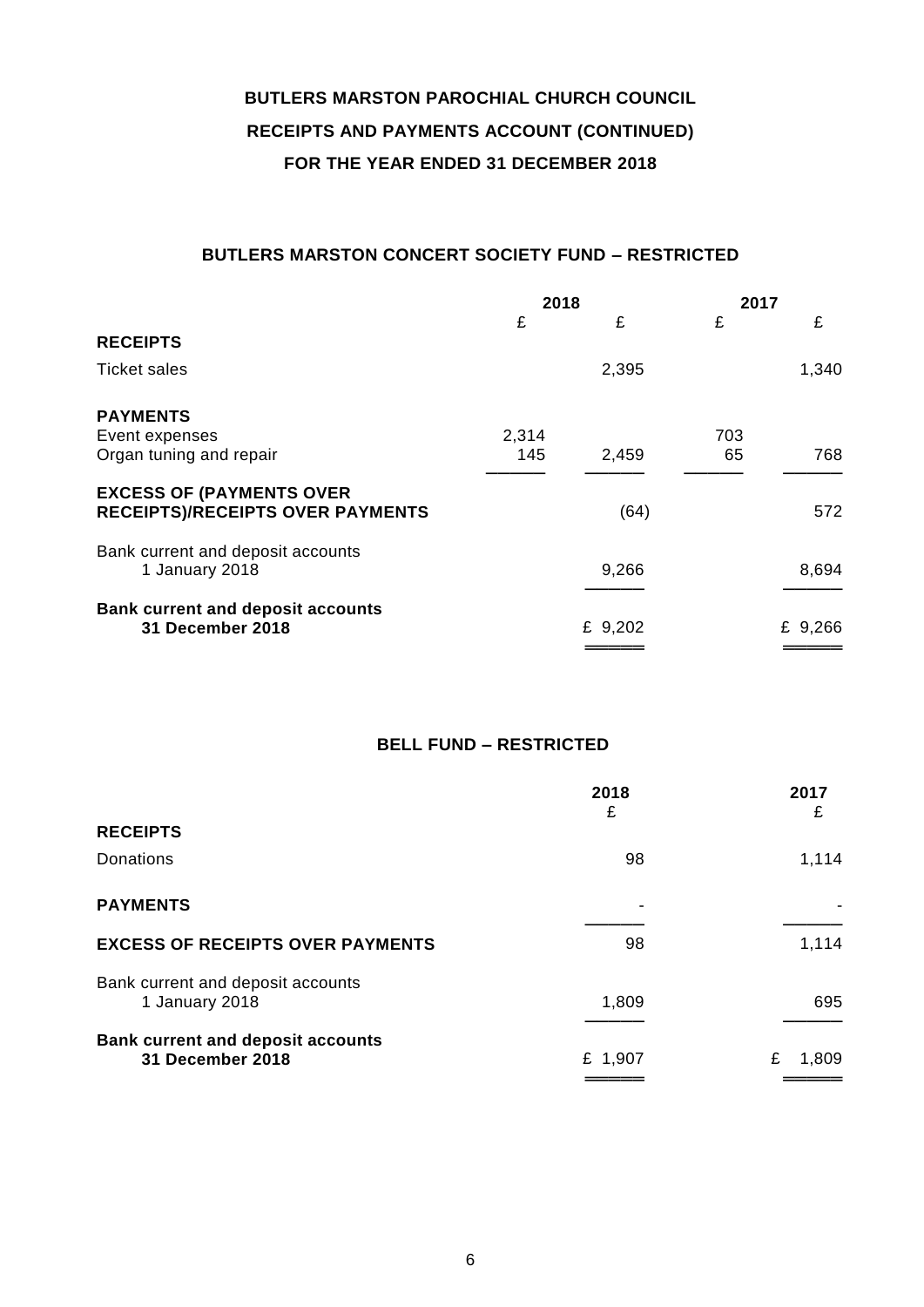# BUTLERS MARSTON PAROCHIAL CHURCH COUNCIL

## RECEIPTS AND PAYMENTS ACCOUNT (CONTINUED)

## FOR THE YEAR ENDED 31 DECEMBER 2018

### BUTLERS MARSTON CONCERT SOCIETY FUND – RESTRICTED

| | 2018 | | 2017 | |
|---|---|---|---|---|
| | £ | £ | £ | £ |
| **RECEIPTS** | | | | |
| Ticket sales | | 2,395 | | 1,340 |
| **PAYMENTS** | | | | |
| Event expenses | 2,314 | | 703 | |
| Organ tuning and repair | 145 | 2,459 | 65 | 768 |
| **EXCESS OF (PAYMENTS OVER RECEIPTS)/RECEIPTS OVER PAYMENTS** | | (64) | | 572 |
| Bank current and deposit accounts 1 January 2018 | | 9,266 | | 8,694 |
| **Bank current and deposit accounts 31 December 2018** | | £ 9,202 | | £ 9,266 |

### BELL FUND – RESTRICTED

| | 2018 | 2017 |
|---|---|---|
| | £ | £ |
| **RECEIPTS** | | |
| Donations | 98 | 1,114 |
| **PAYMENTS** | - | - |
| **EXCESS OF RECEIPTS OVER PAYMENTS** | 98 | 1,114 |
| Bank current and deposit accounts 1 January 2018 | 1,809 | 695 |
| **Bank current and deposit accounts 31 December 2018** | £ 1,907 | £ 1,809 |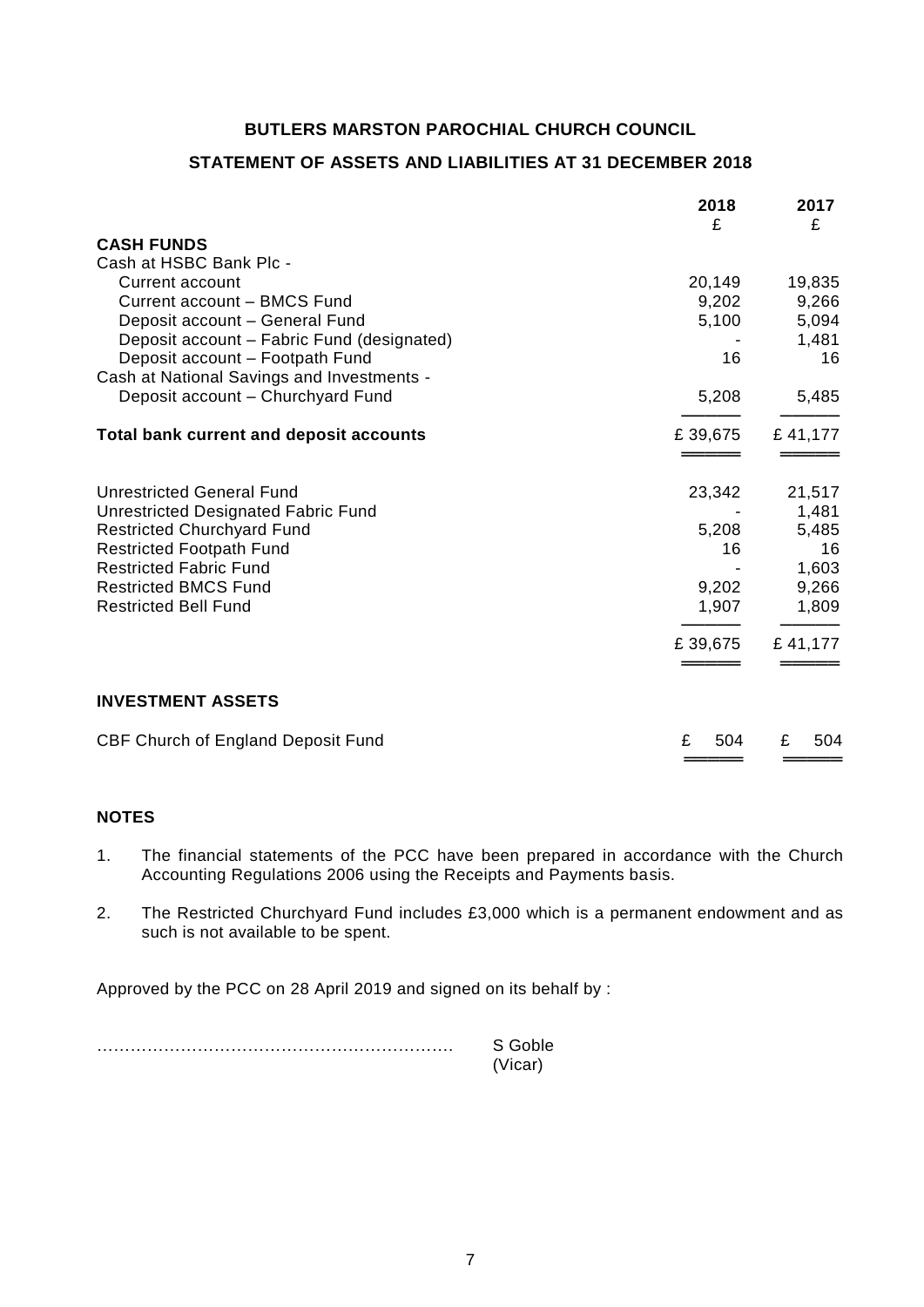**BUTLERS MARSTON PAROCHIAL CHURCH COUNCIL**

**STATEMENT OF ASSETS AND LIABILITIES AT 31 DECEMBER 2018**

| | 2018 £ | 2017 £ |
|---|---|---|
| **CASH FUNDS** | | |
| Cash at HSBC Bank Plc - | | |
| Current account | 20,149 | 19,835 |
| Current account – BMCS Fund | 9,202 | 9,266 |
| Deposit account – General Fund | 5,100 | 5,094 |
| Deposit account – Fabric Fund (designated) | - | 1,481 |
| Deposit account – Footpath Fund | 16 | 16 |
| Cash at National Savings and Investments - | | |
| Deposit account – Churchyard Fund | 5,208 | 5,485 |
| **Total bank current and deposit accounts** | £ 39,675 | £ 41,177 |
| | | |
| Unrestricted General Fund | 23,342 | 21,517 |
| Unrestricted Designated Fabric Fund | - | 1,481 |
| Restricted Churchyard Fund | 5,208 | 5,485 |
| Restricted Footpath Fund | 16 | 16 |
| Restricted Fabric Fund | - | 1,603 |
| Restricted BMCS Fund | 9,202 | 9,266 |
| Restricted Bell Fund | 1,907 | 1,809 |
| | £ 39,675 | £ 41,177 |
| | | |
| **INVESTMENT ASSETS** | | |
| CBF Church of England Deposit Fund | £ 504 | £ 504 |

**NOTES**

1. The financial statements of the PCC have been prepared in accordance with the Church Accounting Regulations 2006 using the Receipts and Payments basis.

2. The Restricted Churchyard Fund includes £3,000 which is a permanent endowment and as such is not available to be spent.

Approved by the PCC on 28 April 2019 and signed on its behalf by :

……………………………………………………… S Goble
(Vicar)